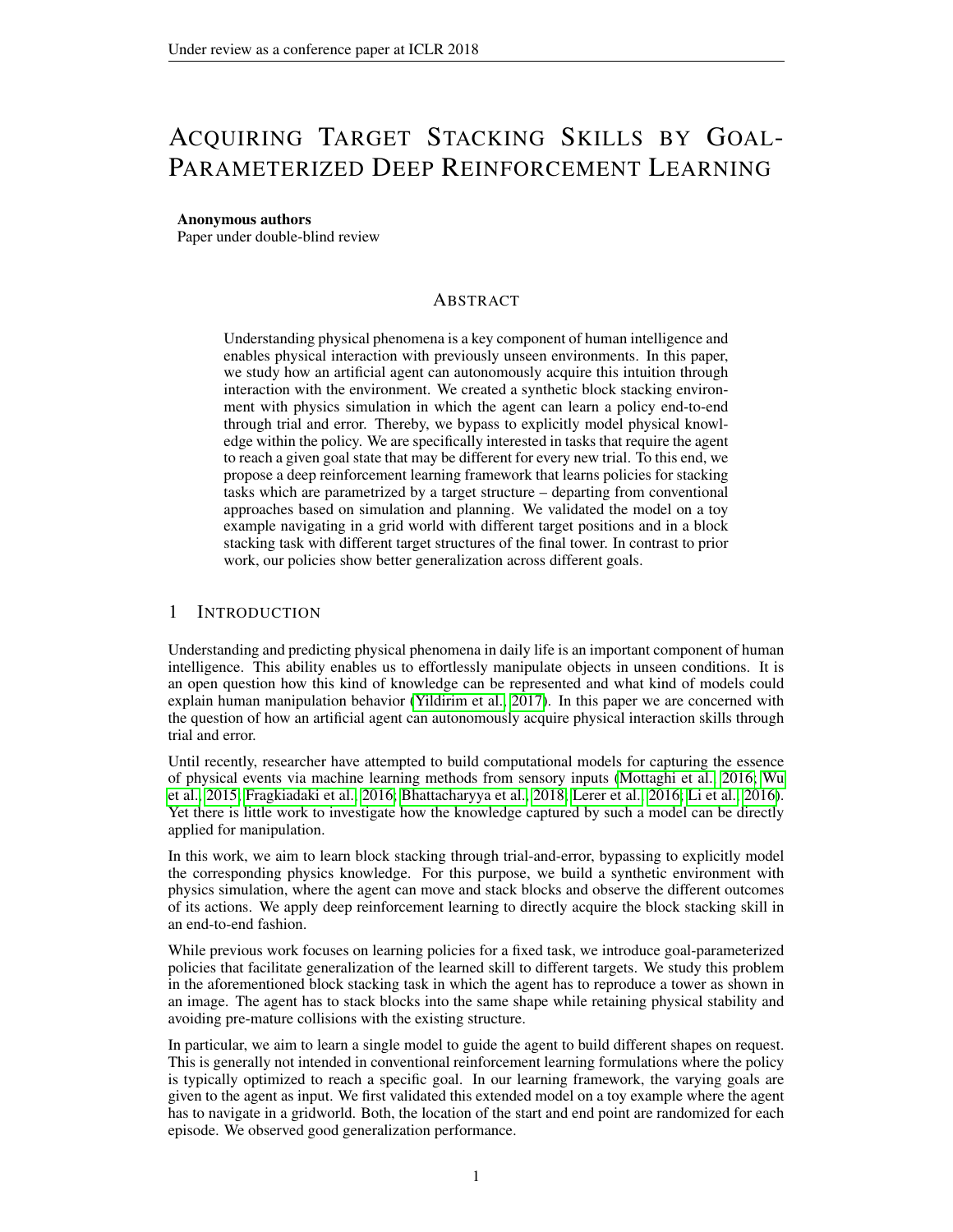# Acquiring Target Stacking Skills by Goal-Parameterized Deep Reinforcement Learning

**Anonymous authors**
Paper under double-blind review

## Abstract

Understanding physical phenomena is a key component of human intelligence and enables physical interaction with previously unseen environments. In this paper, we study how an artificial agent can autonomously acquire this intuition through interaction with the environment. We created a synthetic block stacking environment with physics simulation in which the agent can learn a policy end-to-end through trial and error. Thereby, we bypass to explicitly model physical knowledge within the policy. We are specifically interested in tasks that require the agent to reach a given goal state that may be different for every new trial. To this end, we propose a deep reinforcement learning framework that learns policies for stacking tasks which are parametrized by a target structure – departing from conventional approaches based on simulation and planning. We validated the model on a toy example navigating in a grid world with different target positions and in a block stacking task with different target structures of the final tower. In contrast to prior work, our policies show better generalization across different goals.

## 1 Introduction

Understanding and predicting physical phenomena in daily life is an important component of human intelligence. This ability enables us to effortlessly manipulate objects in unseen conditions. It is an open question how this kind of knowledge can be represented and what kind of models could explain human manipulation behavior (Yildirim et al., 2017). In this paper we are concerned with the question of how an artificial agent can autonomously acquire physical interaction skills through trial and error.

Until recently, researcher have attempted to build computational models for capturing the essence of physical events via machine learning methods from sensory inputs (Mottaghi et al., 2016; Wu et al., 2015; Fragkiadaki et al., 2016; Bhattacharyya et al., 2018; Lerer et al., 2016; Li et al., 2016). Yet there is little work to investigate how the knowledge captured by such a model can be directly applied for manipulation.

In this work, we aim to learn block stacking through trial-and-error, bypassing to explicitly model the corresponding physics knowledge. For this purpose, we build a synthetic environment with physics simulation, where the agent can move and stack blocks and observe the different outcomes of its actions. We apply deep reinforcement learning to directly acquire the block stacking skill in an end-to-end fashion.

While previous work focuses on learning policies for a fixed task, we introduce goal-parameterized policies that facilitate generalization of the learned skill to different targets. We study this problem in the aforementioned block stacking task in which the agent has to reproduce a tower as shown in an image. The agent has to stack blocks into the same shape while retaining physical stability and avoiding pre-mature collisions with the existing structure.

In particular, we aim to learn a single model to guide the agent to build different shapes on request. This is generally not intended in conventional reinforcement learning formulations where the policy is typically optimized to reach a specific goal. In our learning framework, the varying goals are given to the agent as input. We first validated this extended model on a toy example where the agent has to navigate in a gridworld. Both, the location of the start and end point are randomized for each episode. We observed good generalization performance.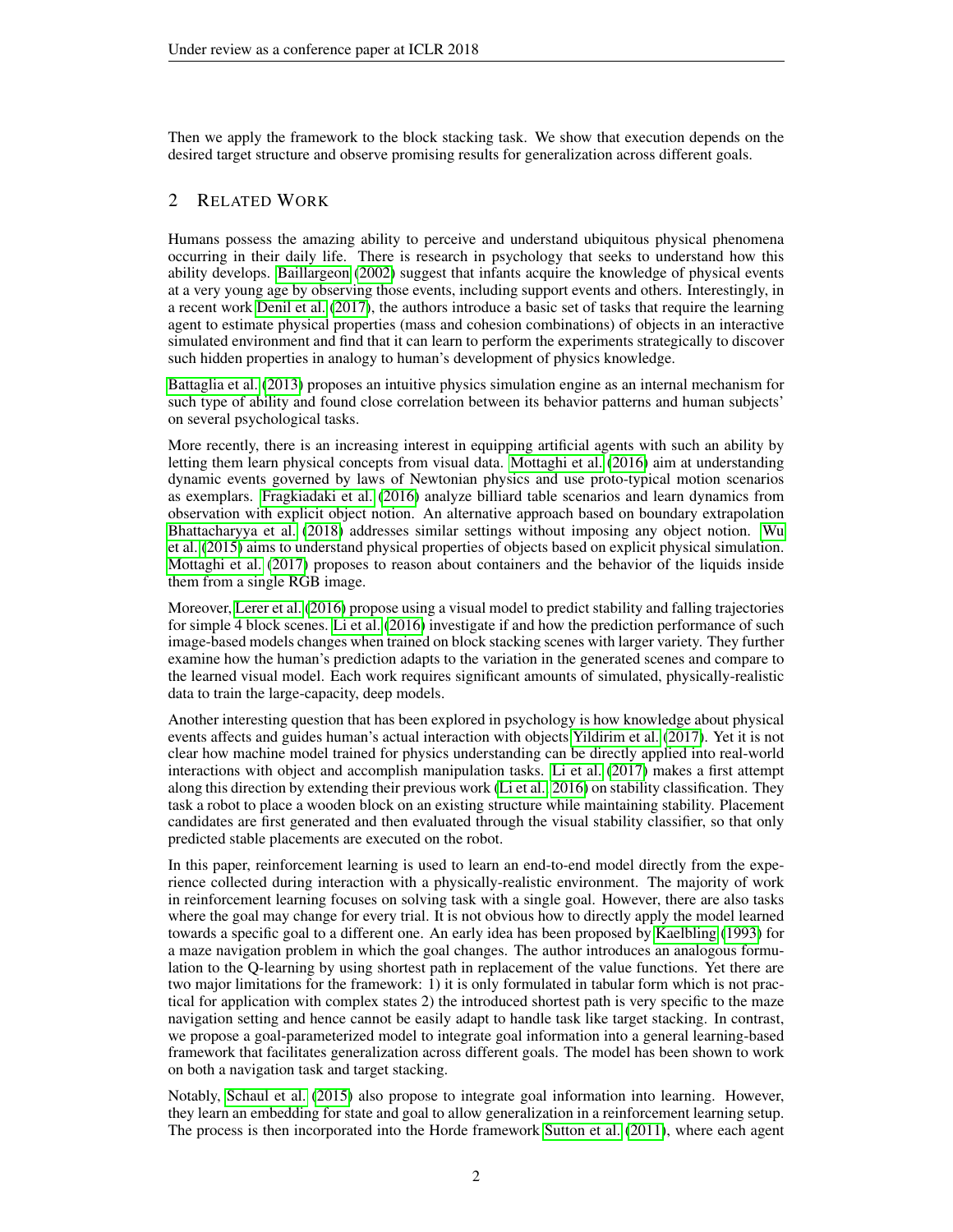Then we apply the framework to the block stacking task. We show that execution depends on the desired target structure and observe promising results for generalization across different goals.

## 2 Related Work

Humans possess the amazing ability to perceive and understand ubiquitous physical phenomena occurring in their daily life. There is research in psychology that seeks to understand how this ability develops. Baillargeon (2002) suggest that infants acquire the knowledge of physical events at a very young age by observing those events, including support events and others. Interestingly, in a recent work Denil et al. (2017), the authors introduce a basic set of tasks that require the learning agent to estimate physical properties (mass and cohesion combinations) of objects in an interactive simulated environment and find that it can learn to perform the experiments strategically to discover such hidden properties in analogy to human's development of physics knowledge.

Battaglia et al. (2013) proposes an intuitive physics simulation engine as an internal mechanism for such type of ability and found close correlation between its behavior patterns and human subjects' on several psychological tasks.

More recently, there is an increasing interest in equipping artificial agents with such an ability by letting them learn physical concepts from visual data. Mottaghi et al. (2016) aim at understanding dynamic events governed by laws of Newtonian physics and use proto-typical motion scenarios as exemplars. Fragkiadaki et al. (2016) analyze billiard table scenarios and learn dynamics from observation with explicit object notion. An alternative approach based on boundary extrapolation Bhattacharyya et al. (2018) addresses similar settings without imposing any object notion. Wu et al. (2015) aims to understand physical properties of objects based on explicit physical simulation. Mottaghi et al. (2017) proposes to reason about containers and the behavior of the liquids inside them from a single RGB image.

Moreover, Lerer et al. (2016) propose using a visual model to predict stability and falling trajectories for simple 4 block scenes. Li et al. (2016) investigate if and how the prediction performance of such image-based models changes when trained on block stacking scenes with larger variety. They further examine how the human's prediction adapts to the variation in the generated scenes and compare to the learned visual model. Each work requires significant amounts of simulated, physically-realistic data to train the large-capacity, deep models.

Another interesting question that has been explored in psychology is how knowledge about physical events affects and guides human's actual interaction with objects Yildirim et al. (2017). Yet it is not clear how machine model trained for physics understanding can be directly applied into real-world interactions with object and accomplish manipulation tasks. Li et al. (2017) makes a first attempt along this direction by extending their previous work (Li et al., 2016) on stability classification. They task a robot to place a wooden block on an existing structure while maintaining stability. Placement candidates are first generated and then evaluated through the visual stability classifier, so that only predicted stable placements are executed on the robot.

In this paper, reinforcement learning is used to learn an end-to-end model directly from the experience collected during interaction with a physically-realistic environment. The majority of work in reinforcement learning focuses on solving task with a single goal. However, there are also tasks where the goal may change for every trial. It is not obvious how to directly apply the model learned towards a specific goal to a different one. An early idea has been proposed by Kaelbling (1993) for a maze navigation problem in which the goal changes. The author introduces an analogous formulation to the Q-learning by using shortest path in replacement of the value functions. Yet there are two major limitations for the framework: 1) it is only formulated in tabular form which is not practical for application with complex states 2) the introduced shortest path is very specific to the maze navigation setting and hence cannot be easily adapt to handle task like target stacking. In contrast, we propose a goal-parameterized model to integrate goal information into a general learning-based framework that facilitates generalization across different goals. The model has been shown to work on both a navigation task and target stacking.

Notably, Schaul et al. (2015) also propose to integrate goal information into learning. However, they learn an embedding for state and goal to allow generalization in a reinforcement learning setup. The process is then incorporated into the Horde framework Sutton et al. (2011), where each agent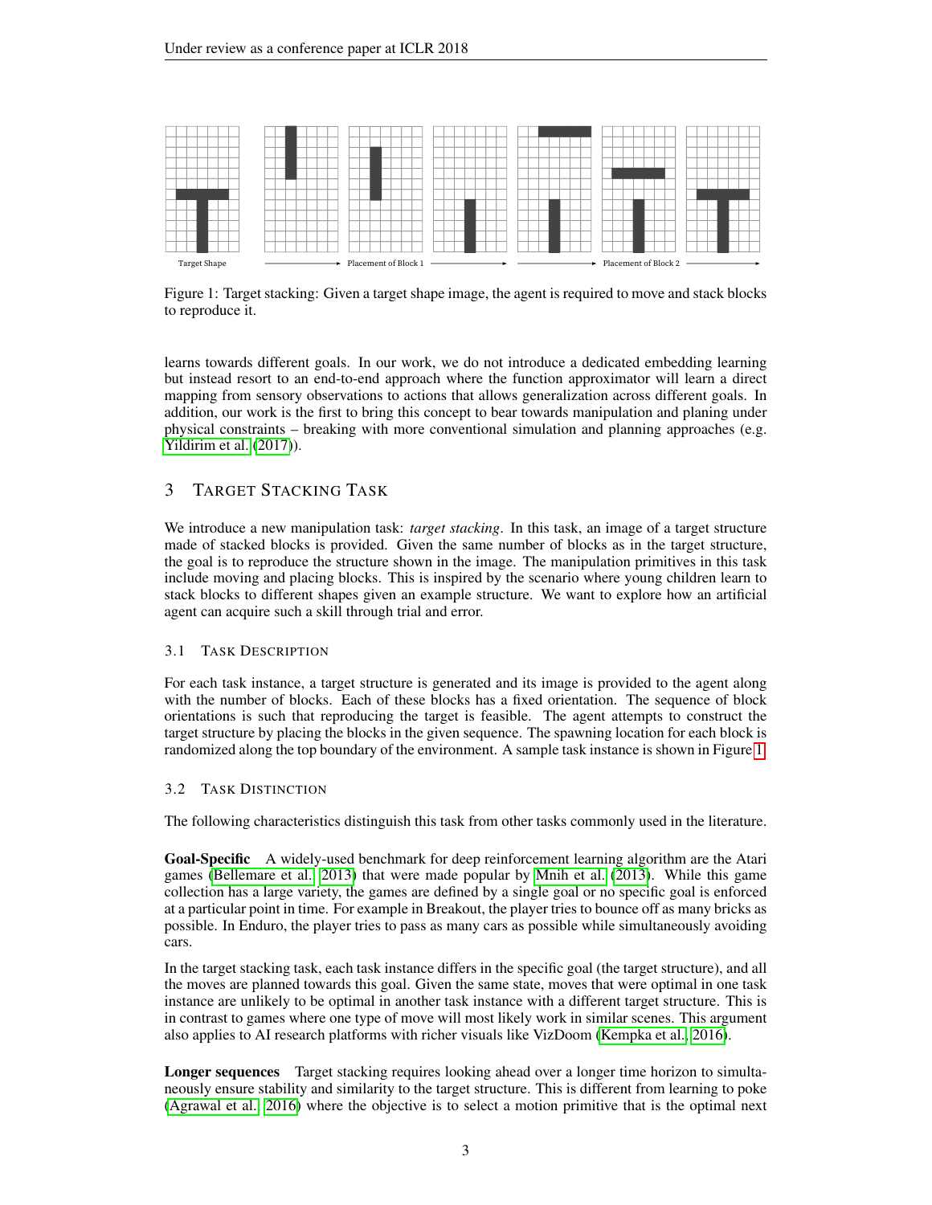Target Shape → Placement of Block 1 → → Placement of Block 2 →

Figure 1: Target stacking: Given a target shape image, the agent is required to move and stack blocks to reproduce it.

learns towards different goals. In our work, we do not introduce a dedicated embedding learning but instead resort to an end-to-end approach where the function approximator will learn a direct mapping from sensory observations to actions that allows generalization across different goals. In addition, our work is the first to bring this concept to bear towards manipulation and planing under physical constraints – breaking with more conventional simulation and planning approaches (e.g. Yildirim et al. (2017)).

## 3 Target Stacking Task

We introduce a new manipulation task: *target stacking*. In this task, an image of a target structure made of stacked blocks is provided. Given the same number of blocks as in the target structure, the goal is to reproduce the structure shown in the image. The manipulation primitives in this task include moving and placing blocks. This is inspired by the scenario where young children learn to stack blocks to different shapes given an example structure. We want to explore how an artificial agent can acquire such a skill through trial and error.

### 3.1 Task Description

For each task instance, a target structure is generated and its image is provided to the agent along with the number of blocks. Each of these blocks has a fixed orientation. The sequence of block orientations is such that reproducing the target is feasible. The agent attempts to construct the target structure by placing the blocks in the given sequence. The spawning location for each block is randomized along the top boundary of the environment. A sample task instance is shown in Figure 1.

### 3.2 Task Distinction

The following characteristics distinguish this task from other tasks commonly used in the literature.

**Goal-Specific** A widely-used benchmark for deep reinforcement learning algorithm are the Atari games (Bellemare et al., 2013) that were made popular by Mnih et al. (2013). While this game collection has a large variety, the games are defined by a single goal or no specific goal is enforced at a particular point in time. For example in Breakout, the player tries to bounce off as many bricks as possible. In Enduro, the player tries to pass as many cars as possible while simultaneously avoiding cars.

In the target stacking task, each task instance differs in the specific goal (the target structure), and all the moves are planned towards this goal. Given the same state, moves that were optimal in one task instance are unlikely to be optimal in another task instance with a different target structure. This is in contrast to games where one type of move will most likely work in similar scenes. This argument also applies to AI research platforms with richer visuals like VizDoom (Kempka et al., 2016).

**Longer sequences** Target stacking requires looking ahead over a longer time horizon to simultaneously ensure stability and similarity to the target structure. This is different from learning to poke (Agrawal et al., 2016) where the objective is to select a motion primitive that is the optimal next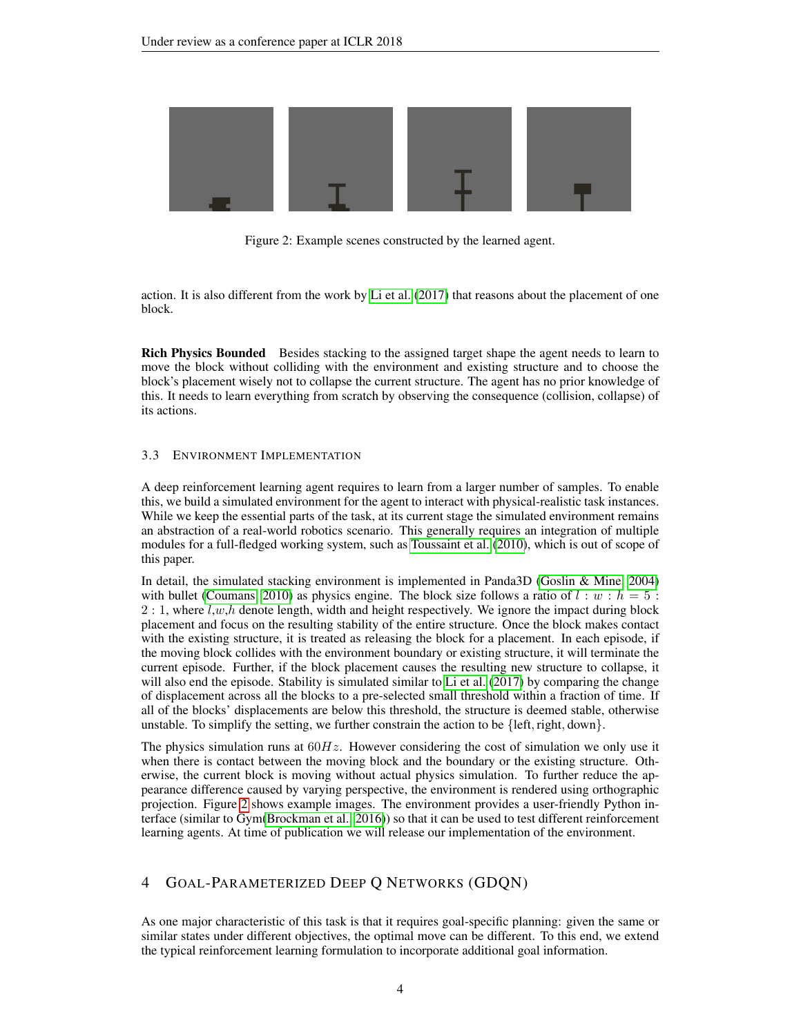Figure 2: Example scenes constructed by the learned agent.

action. It is also different from the work by Li et al. (2017) that reasons about the placement of one block.

**Rich Physics Bounded** Besides stacking to the assigned target shape the agent needs to learn to move the block without colliding with the environment and existing structure and to choose the block's placement wisely not to collapse the current structure. The agent has no prior knowledge of this. It needs to learn everything from scratch by observing the consequence (collision, collapse) of its actions.

### 3.3 Environment Implementation

A deep reinforcement learning agent requires to learn from a larger number of samples. To enable this, we build a simulated environment for the agent to interact with physical-realistic task instances. While we keep the essential parts of the task, at its current stage the simulated environment remains an abstraction of a real-world robotics scenario. This generally requires an integration of multiple modules for a full-fledged working system, such as Toussaint et al. (2010), which is out of scope of this paper.

In detail, the simulated stacking environment is implemented in Panda3D (Goslin & Mine, 2004) with bullet (Coumans, 2010) as physics engine. The block size follows a ratio of $l : w : h = 5 : 2 : 1$, where $l$,$w$,$h$ denote length, width and height respectively. We ignore the impact during block placement and focus on the resulting stability of the entire structure. Once the block makes contact with the existing structure, it is treated as releasing the block for a placement. In each episode, if the moving block collides with the environment boundary or existing structure, it will terminate the current episode. Further, if the block placement causes the resulting new structure to collapse, it will also end the episode. Stability is simulated similar to Li et al. (2017) by comparing the change of displacement across all the blocks to a pre-selected small threshold within a fraction of time. If all of the blocks' displacements are below this threshold, the structure is deemed stable, otherwise unstable. To simplify the setting, we further constrain the action to be $\{\text{left}, \text{right}, \text{down}\}$.

The physics simulation runs at $60Hz$. However considering the cost of simulation we only use it when there is contact between the moving block and the boundary or the existing structure. Otherwise, the current block is moving without actual physics simulation. To further reduce the appearance difference caused by varying perspective, the environment is rendered using orthographic projection. Figure 2 shows example images. The environment provides a user-friendly Python interface (similar to Gym(Brockman et al., 2016)) so that it can be used to test different reinforcement learning agents. At time of publication we will release our implementation of the environment.

## 4 Goal-Parameterized Deep Q Networks (GDQN)

As one major characteristic of this task is that it requires goal-specific planning: given the same or similar states under different objectives, the optimal move can be different. To this end, we extend the typical reinforcement learning formulation to incorporate additional goal information.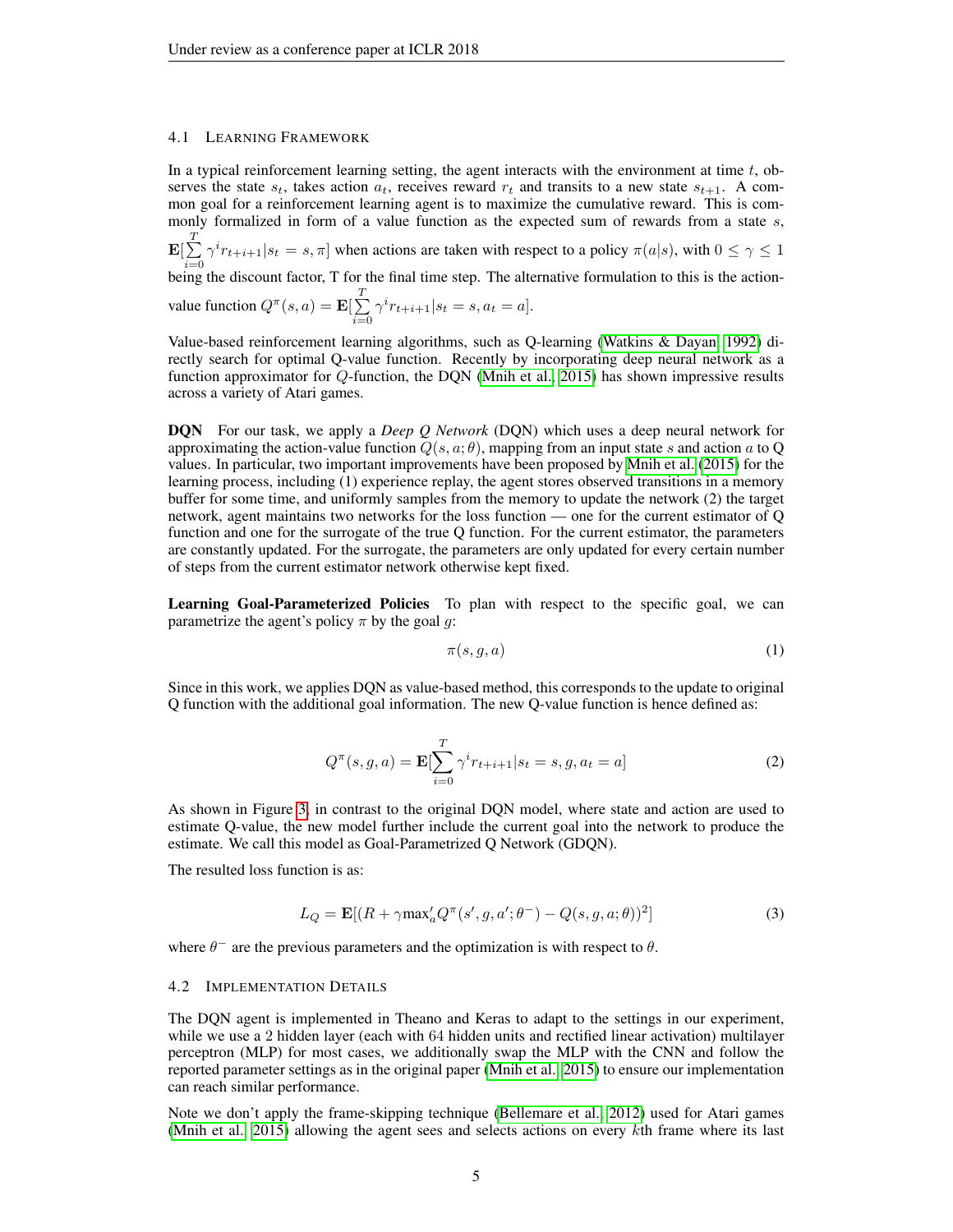### 4.1 Learning Framework

In a typical reinforcement learning setting, the agent interacts with the environment at time $t$, observes the state $s_t$, takes action $a_t$, receives reward $r_t$ and transits to a new state $s_{t+1}$. A common goal for a reinforcement learning agent is to maximize the cumulative reward. This is commonly formalized in form of a value function as the expected sum of rewards from a state $s$, $\mathbf{E}[\sum_{i=0}^{T} \gamma^i r_{t+i+1} | s_t = s, \pi]$ when actions are taken with respect to a policy $\pi(a|s)$, with $0 \leq \gamma \leq 1$ being the discount factor, T for the final time step. The alternative formulation to this is the action-value function $Q^\pi(s, a) = \mathbf{E}[\sum_{i=0}^{T} \gamma^i r_{t+i+1} | s_t = s, a_t = a]$.

Value-based reinforcement learning algorithms, such as Q-learning (Watkins & Dayan, 1992) directly search for optimal Q-value function. Recently by incorporating deep neural network as a function approximator for $Q$-function, the DQN (Mnih et al., 2015) has shown impressive results across a variety of Atari games.

**DQN** For our task, we apply a *Deep Q Network* (DQN) which uses a deep neural network for approximating the action-value function $Q(s, a; \theta)$, mapping from an input state $s$ and action $a$ to Q values. In particular, two important improvements have been proposed by Mnih et al. (2015) for the learning process, including (1) experience replay, the agent stores observed transitions in a memory buffer for some time, and uniformly samples from the memory to update the network (2) the target network, agent maintains two networks for the loss function — one for the current estimator of Q function and one for the surrogate of the true Q function. For the current estimator, the parameters are constantly updated. For the surrogate, the parameters are only updated for every certain number of steps from the current estimator network otherwise kept fixed.

**Learning Goal-Parameterized Policies** To plan with respect to the specific goal, we can parametrize the agent's policy $\pi$ by the goal $g$:

$$\pi(s, g, a) \tag{1}$$

Since in this work, we applies DQN as value-based method, this corresponds to the update to original Q function with the additional goal information. The new Q-value function is hence defined as:

$$Q^\pi(s, g, a) = \mathbf{E}[\sum_{i=0}^{T} \gamma^i r_{t+i+1} | s_t = s, g, a_t = a] \tag{2}$$

As shown in Figure 3, in contrast to the original DQN model, where state and action are used to estimate Q-value, the new model further include the current goal into the network to produce the estimate. We call this model as Goal-Parametrized Q Network (GDQN).

The resulted loss function is as:

$$L_Q = \mathbf{E}[(R + \gamma \text{max}_a' Q^\pi(s', g, a'; \theta^-) - Q(s, g, a; \theta))^2] \tag{3}$$

where $\theta^-$ are the previous parameters and the optimization is with respect to $\theta$.

### 4.2 Implementation Details

The DQN agent is implemented in Theano and Keras to adapt to the settings in our experiment, while we use a 2 hidden layer (each with 64 hidden units and rectified linear activation) multilayer perceptron (MLP) for most cases, we additionally swap the MLP with the CNN and follow the reported parameter settings as in the original paper (Mnih et al., 2015) to ensure our implementation can reach similar performance.

Note we don't apply the frame-skipping technique (Bellemare et al., 2012) used for Atari games (Mnih et al., 2015) allowing the agent sees and selects actions on every $k$th frame where its last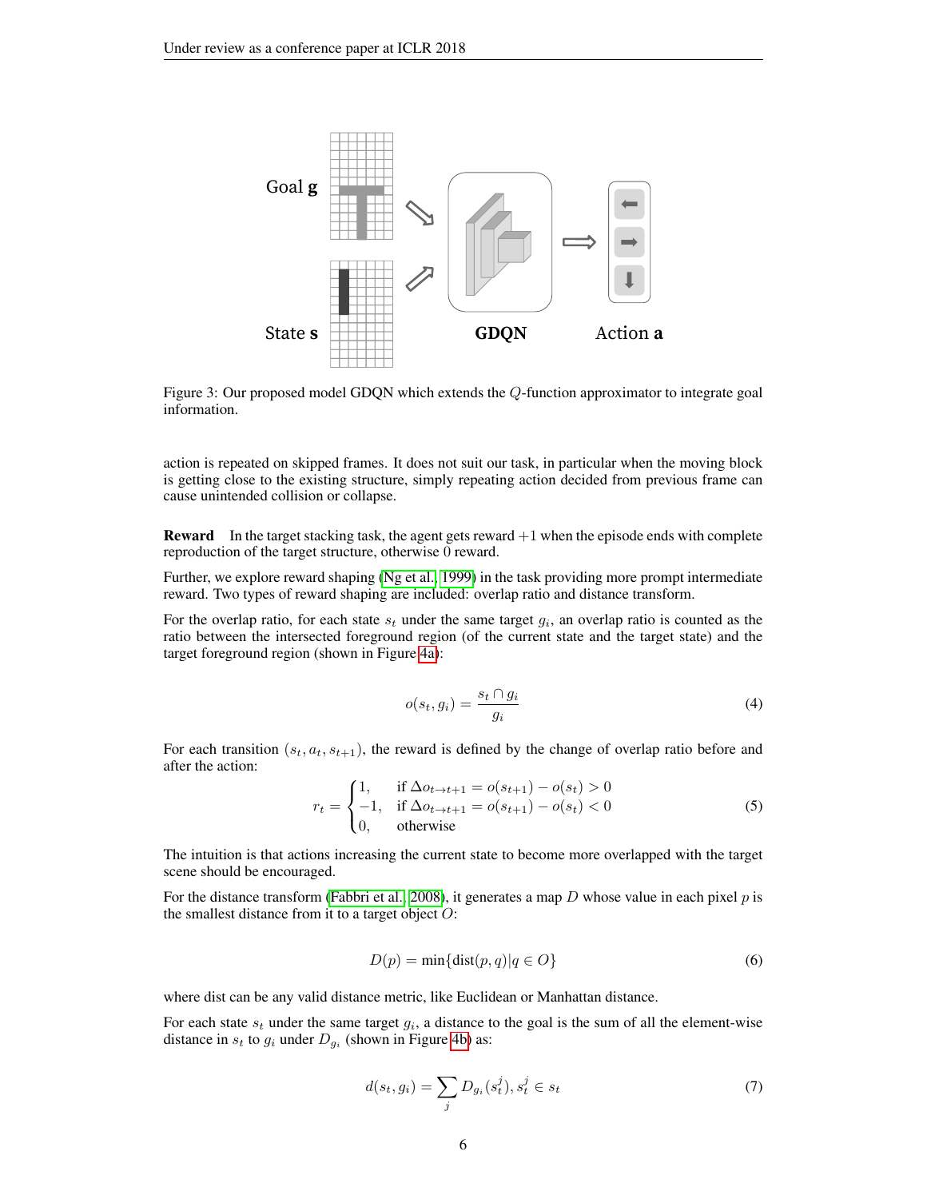Figure 3: Our proposed model GDQN which extends the $Q$-function approximator to integrate goal information.

action is repeated on skipped frames. It does not suit our task, in particular when the moving block is getting close to the existing structure, simply repeating action decided from previous frame can cause unintended collision or collapse.

**Reward** In the target stacking task, the agent gets reward $+1$ when the episode ends with complete reproduction of the target structure, otherwise 0 reward.

Further, we explore reward shaping (Ng et al., 1999) in the task providing more prompt intermediate reward. Two types of reward shaping are included: overlap ratio and distance transform.

For the overlap ratio, for each state $s_t$ under the same target $g_i$, an overlap ratio is counted as the ratio between the intersected foreground region (of the current state and the target state) and the target foreground region (shown in Figure 4a):

$$o(s_t, g_i) = \frac{s_t \cap g_i}{g_i} \tag{4}$$

For each transition $(s_t, a_t, s_{t+1})$, the reward is defined by the change of overlap ratio before and after the action:

$$r_t = \begin{cases} 1, & \text{if } \Delta o_{t \to t+1} = o(s_{t+1}) - o(s_t) > 0 \\ -1, & \text{if } \Delta o_{t \to t+1} = o(s_{t+1}) - o(s_t) < 0 \\ 0, & \text{otherwise} \end{cases} \tag{5}$$

The intuition is that actions increasing the current state to become more overlapped with the target scene should be encouraged.

For the distance transform (Fabbri et al., 2008), it generates a map $D$ whose value in each pixel $p$ is the smallest distance from it to a target object $O$:

$$D(p) = \min\{\text{dist}(p, q) | q \in O\} \tag{6}$$

where dist can be any valid distance metric, like Euclidean or Manhattan distance.

For each state $s_t$ under the same target $g_i$, a distance to the goal is the sum of all the element-wise distance in $s_t$ to $g_i$ under $D_{g_i}$ (shown in Figure 4b) as:

$$d(s_t, g_i) = \sum_j D_{g_i}(s_t^j), s_t^j \in s_t \tag{7}$$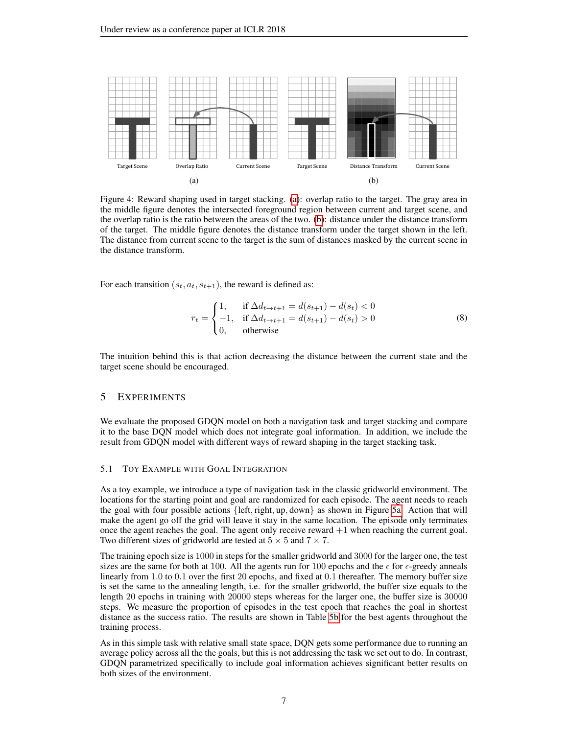Target Scene | Overlap Ratio | Current Scene

(a)

Target Scene | Distance Transform | Current Scene

(b)

Figure 4: Reward shaping used in target stacking. (a): overlap ratio to the target. The gray area in the middle figure denotes the intersected foreground region between current and target scene, and the overlap ratio is the ratio between the areas of the two. (b): distance under the distance transform of the target. The middle figure denotes the distance transform under the target shown in the left. The distance from current scene to the target is the sum of distances masked by the current scene in the distance transform.

For each transition $(s_t, a_t, s_{t+1})$, the reward is defined as:

$$r_t = \begin{cases} 1, & \text{if } \Delta d_{t \to t+1} = d(s_{t+1}) - d(s_t) < 0 \\ -1, & \text{if } \Delta d_{t \to t+1} = d(s_{t+1}) - d(s_t) > 0 \\ 0, & \text{otherwise} \end{cases} \tag{8}$$

The intuition behind this is that action decreasing the distance between the current state and the target scene should be encouraged.

## 5 Experiments

We evaluate the proposed GDQN model on both a navigation task and target stacking and compare it to the base DQN model which does not integrate goal information. In addition, we include the result from GDQN model with different ways of reward shaping in the target stacking task.

### 5.1 Toy Example with Goal Integration

As a toy example, we introduce a type of navigation task in the classic gridworld environment. The locations for the starting point and goal are randomized for each episode. The agent needs to reach the goal with four possible actions $\{\text{left}, \text{right}, \text{up}, \text{down}\}$ as shown in Figure 5a. Action that will make the agent go off the grid will leave it stay in the same location. The episode only terminates once the agent reaches the goal. The agent only receive reward $+1$ when reaching the current goal. Two different sizes of gridworld are tested at $5 \times 5$ and $7 \times 7$.

The training epoch size is $1000$ in steps for the smaller gridworld and $3000$ for the larger one, the test sizes are the same for both at $100$. All the agents run for $100$ epochs and the $\epsilon$ for $\epsilon$-greedy anneals linearly from $1.0$ to $0.1$ over the first $20$ epochs, and fixed at $0.1$ thereafter. The memory buffer size is set the same to the annealing length, i.e. for the smaller gridworld, the buffer size equals to the length 20 epochs in training with $20000$ steps whereas for the larger one, the buffer size is $30000$ steps. We measure the proportion of episodes in the test epoch that reaches the goal in shortest distance as the success ratio. The results are shown in Table 5b for the best agents throughout the training process.

As in this simple task with relative small state space, DQN gets some performance due to running an average policy across all the the goals, but this is not addressing the task we set out to do. In contrast, GDQN parametrized specifically to include goal information achieves significant better results on both sizes of the environment.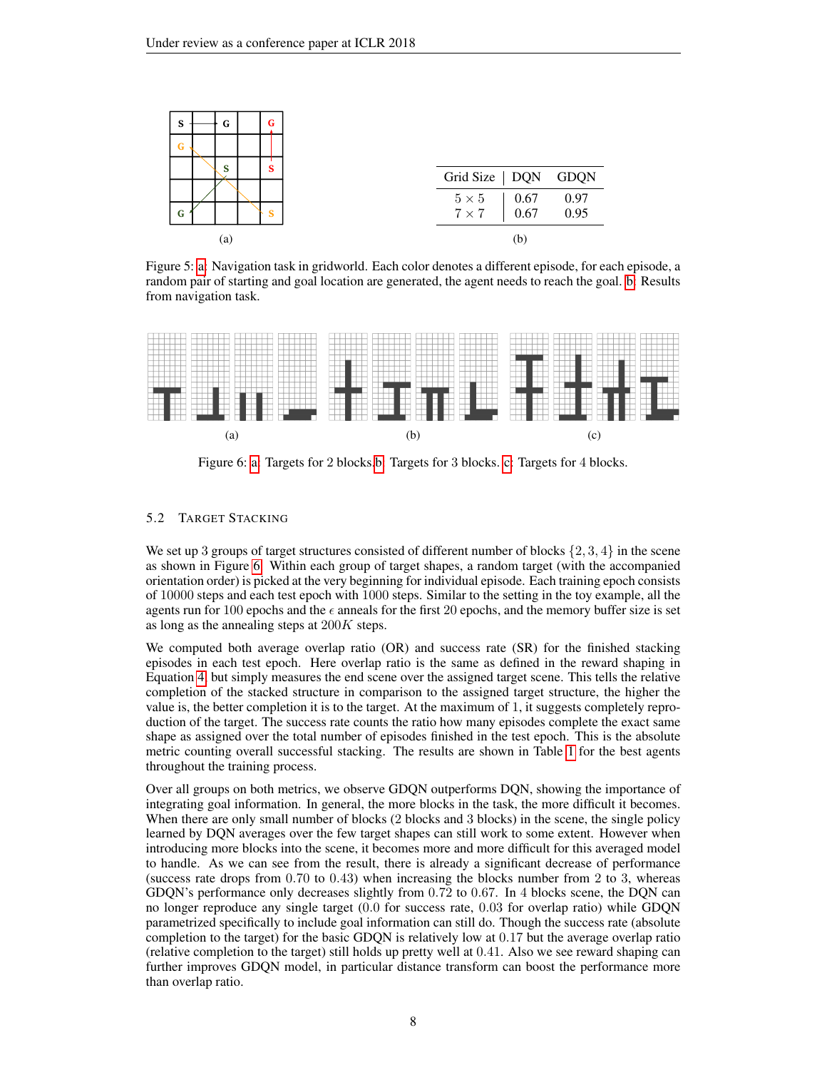| Grid Size | DQN | GDQN |
|---|---|---|
| $5 \times 5$ | 0.67 | 0.97 |
| $7 \times 7$ | 0.67 | 0.95 |

(b)

Figure 5: a: Navigation task in gridworld. Each color denotes a different episode, for each episode, a random pair of starting and goal location are generated, the agent needs to reach the goal. b: Results from navigation task.

Figure 6: a: Targets for 2 blocks.b: Targets for 3 blocks. c: Targets for 4 blocks.

### 5.2 TARGET STACKING

We set up 3 groups of target structures consisted of different number of blocks $\{2, 3, 4\}$ in the scene as shown in Figure 6. Within each group of target shapes, a random target (with the accompanied orientation order) is picked at the very beginning for individual episode. Each training epoch consists of 10000 steps and each test epoch with 1000 steps. Similar to the setting in the toy example, all the agents run for 100 epochs and the $\epsilon$ anneals for the first 20 epochs, and the memory buffer size is set as long as the annealing steps at $200K$ steps.

We computed both average overlap ratio (OR) and success rate (SR) for the finished stacking episodes in each test epoch. Here overlap ratio is the same as defined in the reward shaping in Equation 4, but simply measures the end scene over the assigned target scene. This tells the relative completion of the stacked structure in comparison to the assigned target structure, the higher the value is, the better completion it is to the target. At the maximum of 1, it suggests completely reproduction of the target. The success rate counts the ratio how many episodes complete the exact same shape as assigned over the total number of episodes finished in the test epoch. This is the absolute metric counting overall successful stacking. The results are shown in Table 1 for the best agents throughout the training process.

Over all groups on both metrics, we observe GDQN outperforms DQN, showing the importance of integrating goal information. In general, the more blocks in the task, the more difficult it becomes. When there are only small number of blocks (2 blocks and 3 blocks) in the scene, the single policy learned by DQN averages over the few target shapes can still work to some extent. However when introducing more blocks into the scene, it becomes more and more difficult for this averaged model to handle. As we can see from the result, there is already a significant decrease of performance (success rate drops from 0.70 to 0.43) when increasing the blocks number from 2 to 3, whereas GDQN's performance only decreases slightly from 0.72 to 0.67. In 4 blocks scene, the DQN can no longer reproduce any single target (0.0 for success rate, 0.03 for overlap ratio) while GDQN parametrized specifically to include goal information can still do. Though the success rate (absolute completion to the target) for the basic GDQN is relatively low at 0.17 but the average overlap ratio (relative completion to the target) still holds up pretty well at 0.41. Also we see reward shaping can further improves GDQN model, in particular distance transform can boost the performance more than overlap ratio.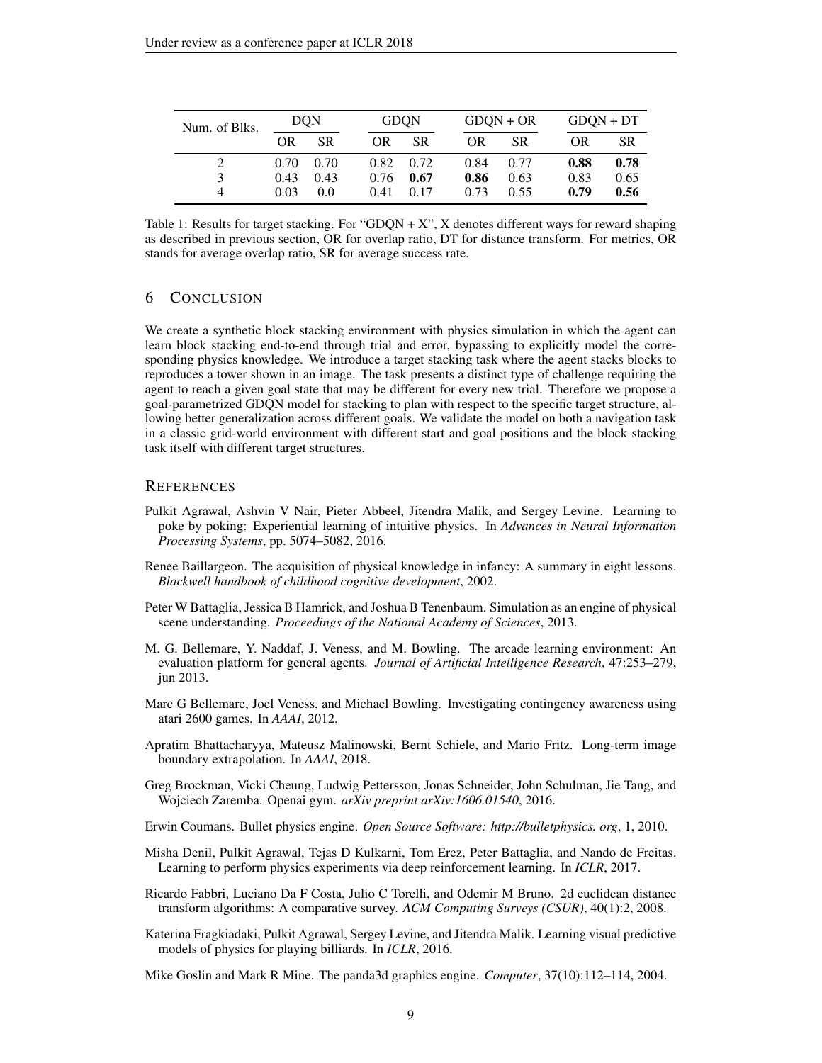| Num. of Blks. | DQN | | GDQN | | GDQN + OR | | GDQN + DT | |
|---|---|---|---|---|---|---|---|---|
| | OR | SR | OR | SR | OR | SR | OR | SR |
| 2 | 0.70 | 0.70 | 0.82 | 0.72 | 0.84 | 0.77 | **0.88** | **0.78** |
| 3 | 0.43 | 0.43 | 0.76 | **0.67** | **0.86** | 0.63 | 0.83 | 0.65 |
| 4 | 0.03 | 0.0 | 0.41 | 0.17 | 0.73 | 0.55 | **0.79** | **0.56** |

Table 1: Results for target stacking. For "GDQN + X", X denotes different ways for reward shaping as described in previous section, OR for overlap ratio, DT for distance transform. For metrics, OR stands for average overlap ratio, SR for average success rate.

## 6 Conclusion

We create a synthetic block stacking environment with physics simulation in which the agent can learn block stacking end-to-end through trial and error, bypassing to explicitly model the corresponding physics knowledge. We introduce a target stacking task where the agent stacks blocks to reproduces a tower shown in an image. The task presents a distinct type of challenge requiring the agent to reach a given goal state that may be different for every new trial. Therefore we propose a goal-parametrized GDQN model for stacking to plan with respect to the specific target structure, allowing better generalization across different goals. We validate the model on both a navigation task in a classic grid-world environment with different start and goal positions and the block stacking task itself with different target structures.

## References

Pulkit Agrawal, Ashvin V Nair, Pieter Abbeel, Jitendra Malik, and Sergey Levine. Learning to poke by poking: Experiential learning of intuitive physics. In *Advances in Neural Information Processing Systems*, pp. 5074–5082, 2016.

Renee Baillargeon. The acquisition of physical knowledge in infancy: A summary in eight lessons. *Blackwell handbook of childhood cognitive development*, 2002.

Peter W Battaglia, Jessica B Hamrick, and Joshua B Tenenbaum. Simulation as an engine of physical scene understanding. *Proceedings of the National Academy of Sciences*, 2013.

M. G. Bellemare, Y. Naddaf, J. Veness, and M. Bowling. The arcade learning environment: An evaluation platform for general agents. *Journal of Artificial Intelligence Research*, 47:253–279, jun 2013.

Marc G Bellemare, Joel Veness, and Michael Bowling. Investigating contingency awareness using atari 2600 games. In *AAAI*, 2012.

Apratim Bhattacharyya, Mateusz Malinowski, Bernt Schiele, and Mario Fritz. Long-term image boundary extrapolation. In *AAAI*, 2018.

Greg Brockman, Vicki Cheung, Ludwig Pettersson, Jonas Schneider, John Schulman, Jie Tang, and Wojciech Zaremba. Openai gym. *arXiv preprint arXiv:1606.01540*, 2016.

Erwin Coumans. Bullet physics engine. *Open Source Software: http://bulletphysics. org*, 1, 2010.

Misha Denil, Pulkit Agrawal, Tejas D Kulkarni, Tom Erez, Peter Battaglia, and Nando de Freitas. Learning to perform physics experiments via deep reinforcement learning. In *ICLR*, 2017.

Ricardo Fabbri, Luciano Da F Costa, Julio C Torelli, and Odemir M Bruno. 2d euclidean distance transform algorithms: A comparative survey. *ACM Computing Surveys (CSUR)*, 40(1):2, 2008.

Katerina Fragkiadaki, Pulkit Agrawal, Sergey Levine, and Jitendra Malik. Learning visual predictive models of physics for playing billiards. In *ICLR*, 2016.

Mike Goslin and Mark R Mine. The panda3d graphics engine. *Computer*, 37(10):112–114, 2004.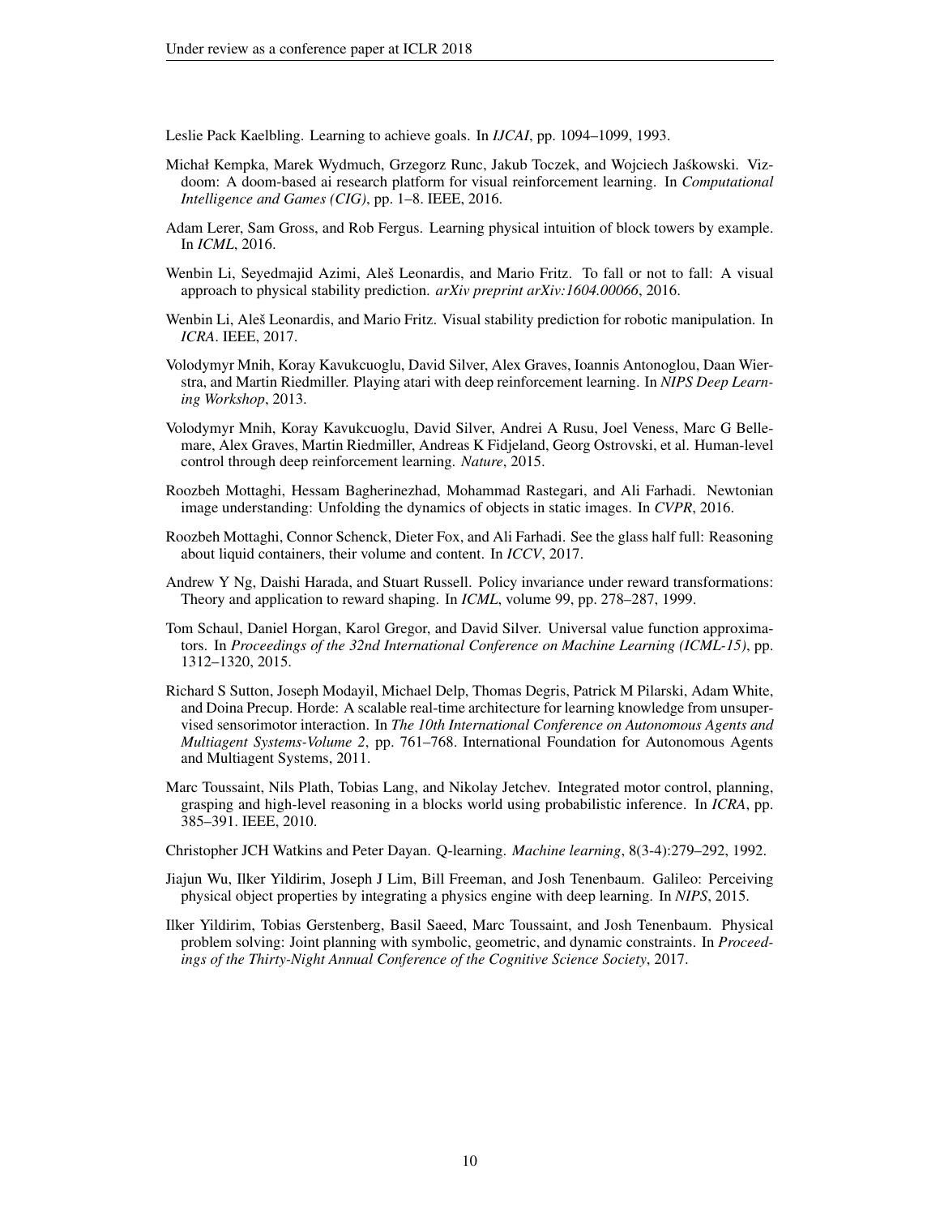Leslie Pack Kaelbling. Learning to achieve goals. In *IJCAI*, pp. 1094–1099, 1993.

Michał Kempka, Marek Wydmuch, Grzegorz Runc, Jakub Toczek, and Wojciech Jaśkowski. Vizdoom: A doom-based ai research platform for visual reinforcement learning. In *Computational Intelligence and Games (CIG)*, pp. 1–8. IEEE, 2016.

Adam Lerer, Sam Gross, and Rob Fergus. Learning physical intuition of block towers by example. In *ICML*, 2016.

Wenbin Li, Seyedmajid Azimi, Aleš Leonardis, and Mario Fritz. To fall or not to fall: A visual approach to physical stability prediction. *arXiv preprint arXiv:1604.00066*, 2016.

Wenbin Li, Aleš Leonardis, and Mario Fritz. Visual stability prediction for robotic manipulation. In *ICRA*. IEEE, 2017.

Volodymyr Mnih, Koray Kavukcuoglu, David Silver, Alex Graves, Ioannis Antonoglou, Daan Wierstra, and Martin Riedmiller. Playing atari with deep reinforcement learning. In *NIPS Deep Learning Workshop*, 2013.

Volodymyr Mnih, Koray Kavukcuoglu, David Silver, Andrei A Rusu, Joel Veness, Marc G Bellemare, Alex Graves, Martin Riedmiller, Andreas K Fidjeland, Georg Ostrovski, et al. Human-level control through deep reinforcement learning. *Nature*, 2015.

Roozbeh Mottaghi, Hessam Bagherinezhad, Mohammad Rastegari, and Ali Farhadi. Newtonian image understanding: Unfolding the dynamics of objects in static images. In *CVPR*, 2016.

Roozbeh Mottaghi, Connor Schenck, Dieter Fox, and Ali Farhadi. See the glass half full: Reasoning about liquid containers, their volume and content. In *ICCV*, 2017.

Andrew Y Ng, Daishi Harada, and Stuart Russell. Policy invariance under reward transformations: Theory and application to reward shaping. In *ICML*, volume 99, pp. 278–287, 1999.

Tom Schaul, Daniel Horgan, Karol Gregor, and David Silver. Universal value function approximators. In *Proceedings of the 32nd International Conference on Machine Learning (ICML-15)*, pp. 1312–1320, 2015.

Richard S Sutton, Joseph Modayil, Michael Delp, Thomas Degris, Patrick M Pilarski, Adam White, and Doina Precup. Horde: A scalable real-time architecture for learning knowledge from unsupervised sensorimotor interaction. In *The 10th International Conference on Autonomous Agents and Multiagent Systems-Volume 2*, pp. 761–768. International Foundation for Autonomous Agents and Multiagent Systems, 2011.

Marc Toussaint, Nils Plath, Tobias Lang, and Nikolay Jetchev. Integrated motor control, planning, grasping and high-level reasoning in a blocks world using probabilistic inference. In *ICRA*, pp. 385–391. IEEE, 2010.

Christopher JCH Watkins and Peter Dayan. Q-learning. *Machine learning*, 8(3-4):279–292, 1992.

Jiajun Wu, Ilker Yildirim, Joseph J Lim, Bill Freeman, and Josh Tenenbaum. Galileo: Perceiving physical object properties by integrating a physics engine with deep learning. In *NIPS*, 2015.

Ilker Yildirim, Tobias Gerstenberg, Basil Saeed, Marc Toussaint, and Josh Tenenbaum. Physical problem solving: Joint planning with symbolic, geometric, and dynamic constraints. In *Proceedings of the Thirty-Night Annual Conference of the Cognitive Science Society*, 2017.